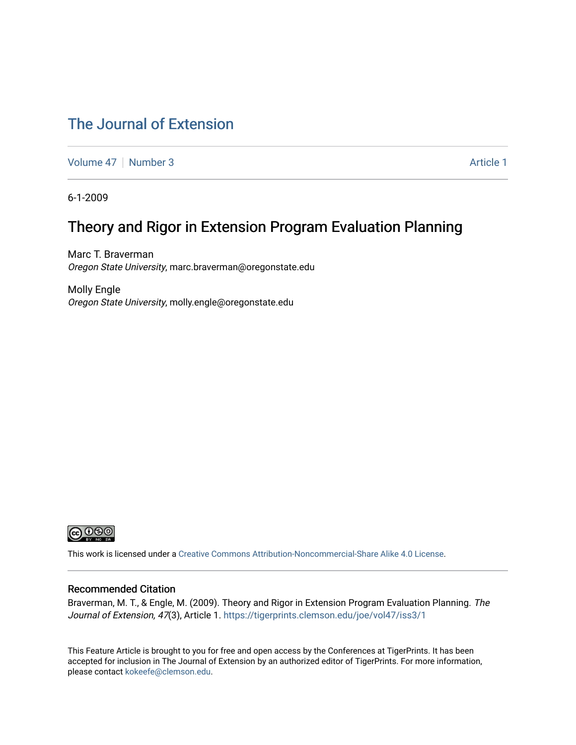# The Journal of Extension

Volume 47 | Number 3 Article 1

6-1-2009

## Theory and Rigor in Extension Program Evaluation Planning

Marc T. Braverman
*Oregon State University*, marc.braverman@oregonstate.edu

Molly Engle
*Oregon State University*, molly.engle@oregonstate.edu

This work is licensed under a Creative Commons Attribution-Noncommercial-Share Alike 4.0 License.

### Recommended Citation

Braverman, M. T., & Engle, M. (2009). Theory and Rigor in Extension Program Evaluation Planning. *The Journal of Extension, 47*(3), Article 1. https://tigerprints.clemson.edu/joe/vol47/iss3/1

This Feature Article is brought to you for free and open access by the Conferences at TigerPrints. It has been accepted for inclusion in The Journal of Extension by an authorized editor of TigerPrints. For more information, please contact kokeefe@clemson.edu.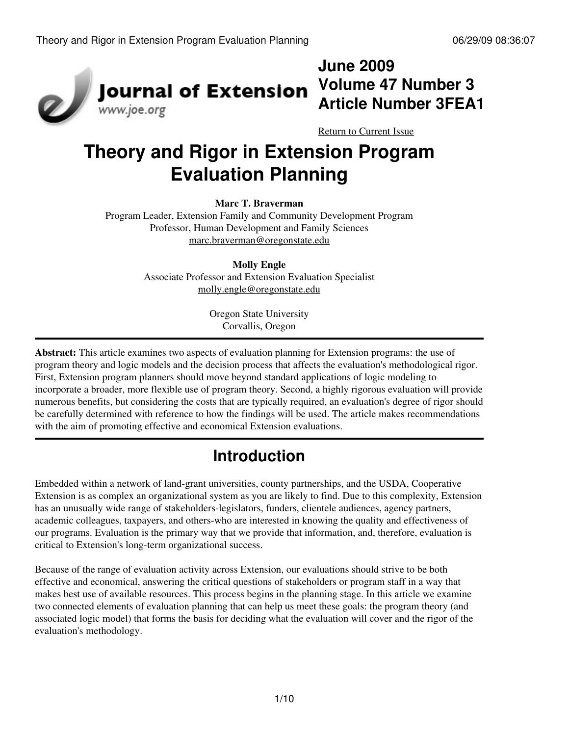# Theory and Rigor in Extension Program Evaluation Planning

**Marc T. Braverman**
Program Leader, Extension Family and Community Development Program
Professor, Human Development and Family Sciences
marc.braverman@oregonstate.edu

**Molly Engle**
Associate Professor and Extension Evaluation Specialist
molly.engle@oregonstate.edu

Oregon State University
Corvallis, Oregon

---

**Abstract:** This article examines two aspects of evaluation planning for Extension programs: the use of program theory and logic models and the decision process that affects the evaluation's methodological rigor. First, Extension program planners should move beyond standard applications of logic modeling to incorporate a broader, more flexible use of program theory. Second, a highly rigorous evaluation will provide numerous benefits, but considering the costs that are typically required, an evaluation's degree of rigor should be carefully determined with reference to how the findings will be used. The article makes recommendations with the aim of promoting effective and economical Extension evaluations.

---

## Introduction

Embedded within a network of land-grant universities, county partnerships, and the USDA, Cooperative Extension is as complex an organizational system as you are likely to find. Due to this complexity, Extension has an unusually wide range of stakeholders-legislators, funders, clientele audiences, agency partners, academic colleagues, taxpayers, and others-who are interested in knowing the quality and effectiveness of our programs. Evaluation is the primary way that we provide that information, and, therefore, evaluation is critical to Extension's long-term organizational success.

Because of the range of evaluation activity across Extension, our evaluations should strive to be both effective and economical, answering the critical questions of stakeholders or program staff in a way that makes best use of available resources. This process begins in the planning stage. In this article we examine two connected elements of evaluation planning that can help us meet these goals: the program theory (and associated logic model) that forms the basis for deciding what the evaluation will cover and the rigor of the evaluation's methodology.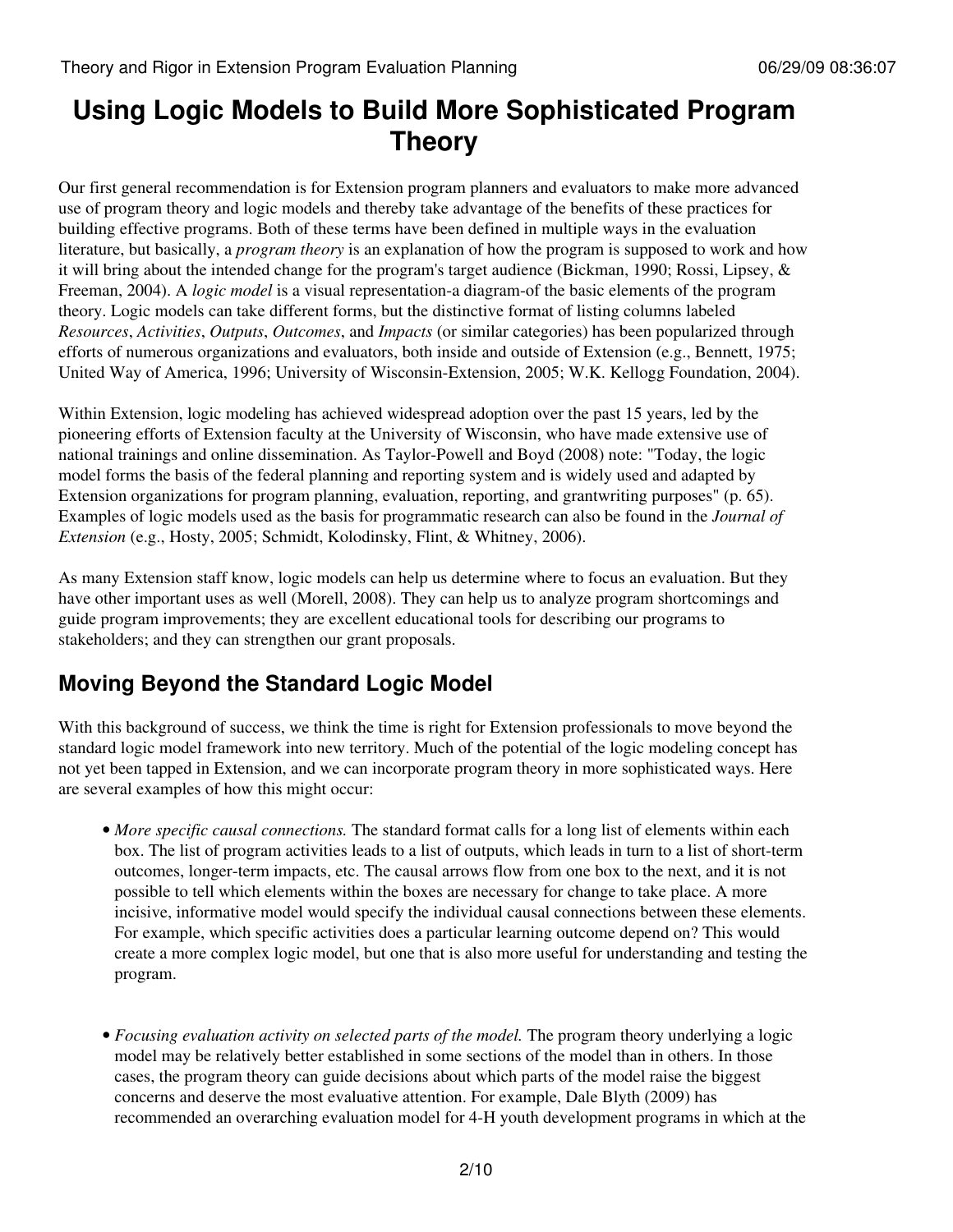# Using Logic Models to Build More Sophisticated Program Theory

Our first general recommendation is for Extension program planners and evaluators to make more advanced use of program theory and logic models and thereby take advantage of the benefits of these practices for building effective programs. Both of these terms have been defined in multiple ways in the evaluation literature, but basically, a *program theory* is an explanation of how the program is supposed to work and how it will bring about the intended change for the program's target audience (Bickman, 1990; Rossi, Lipsey, & Freeman, 2004). A *logic model* is a visual representation-a diagram-of the basic elements of the program theory. Logic models can take different forms, but the distinctive format of listing columns labeled *Resources*, *Activities*, *Outputs*, *Outcomes*, and *Impacts* (or similar categories) has been popularized through efforts of numerous organizations and evaluators, both inside and outside of Extension (e.g., Bennett, 1975; United Way of America, 1996; University of Wisconsin-Extension, 2005; W.K. Kellogg Foundation, 2004).

Within Extension, logic modeling has achieved widespread adoption over the past 15 years, led by the pioneering efforts of Extension faculty at the University of Wisconsin, who have made extensive use of national trainings and online dissemination. As Taylor-Powell and Boyd (2008) note: "Today, the logic model forms the basis of the federal planning and reporting system and is widely used and adapted by Extension organizations for program planning, evaluation, reporting, and grantwriting purposes" (p. 65). Examples of logic models used as the basis for programmatic research can also be found in the *Journal of Extension* (e.g., Hosty, 2005; Schmidt, Kolodinsky, Flint, & Whitney, 2006).

As many Extension staff know, logic models can help us determine where to focus an evaluation. But they have other important uses as well (Morell, 2008). They can help us to analyze program shortcomings and guide program improvements; they are excellent educational tools for describing our programs to stakeholders; and they can strengthen our grant proposals.

## Moving Beyond the Standard Logic Model

With this background of success, we think the time is right for Extension professionals to move beyond the standard logic model framework into new territory. Much of the potential of the logic modeling concept has not yet been tapped in Extension, and we can incorporate program theory in more sophisticated ways. Here are several examples of how this might occur:

- *More specific causal connections.* The standard format calls for a long list of elements within each box. The list of program activities leads to a list of outputs, which leads in turn to a list of short-term outcomes, longer-term impacts, etc. The causal arrows flow from one box to the next, and it is not possible to tell which elements within the boxes are necessary for change to take place. A more incisive, informative model would specify the individual causal connections between these elements. For example, which specific activities does a particular learning outcome depend on? This would create a more complex logic model, but one that is also more useful for understanding and testing the program.

- *Focusing evaluation activity on selected parts of the model.* The program theory underlying a logic model may be relatively better established in some sections of the model than in others. In those cases, the program theory can guide decisions about which parts of the model raise the biggest concerns and deserve the most evaluative attention. For example, Dale Blyth (2009) has recommended an overarching evaluation model for 4-H youth development programs in which at the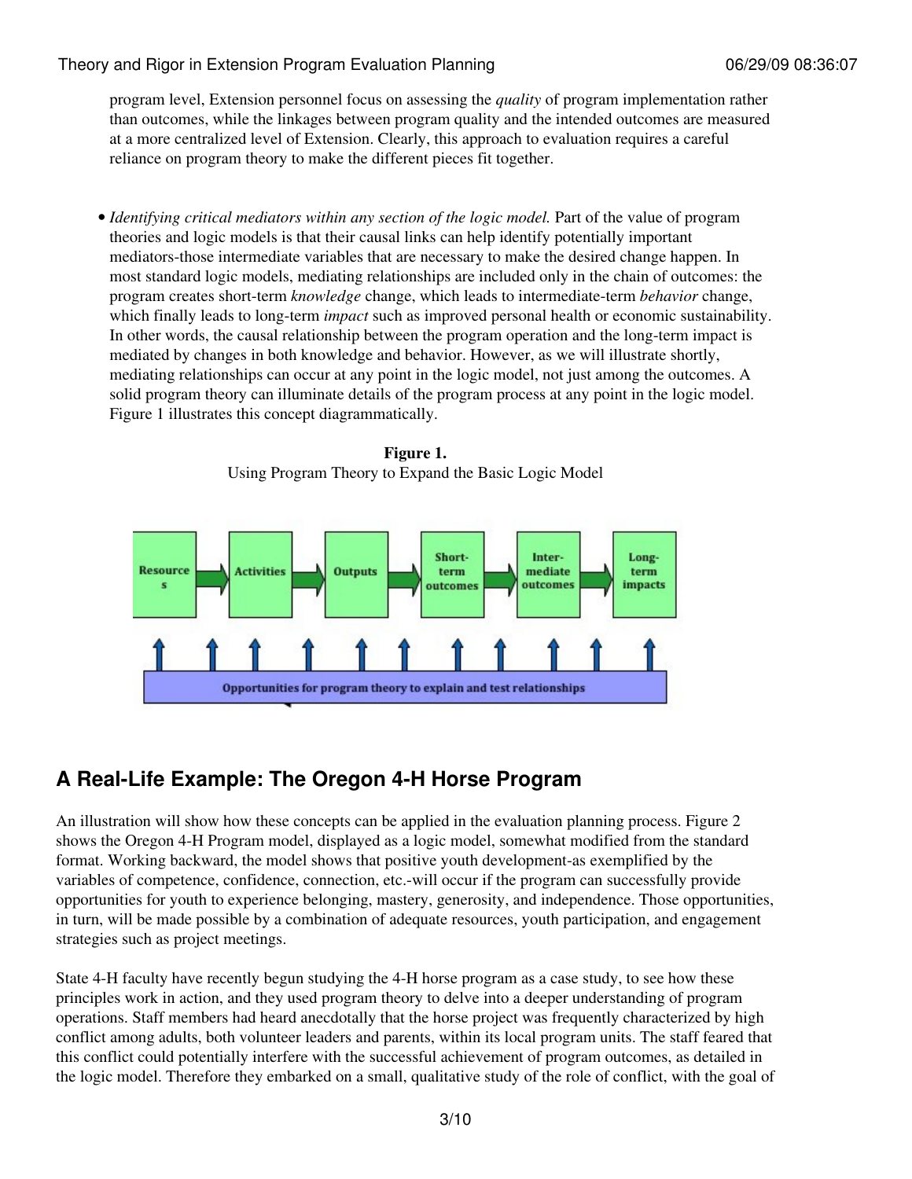program level, Extension personnel focus on assessing the *quality* of program implementation rather than outcomes, while the linkages between program quality and the intended outcomes are measured at a more centralized level of Extension. Clearly, this approach to evaluation requires a careful reliance on program theory to make the different pieces fit together.

- *Identifying critical mediators within any section of the logic model.* Part of the value of program theories and logic models is that their causal links can help identify potentially important mediators-those intermediate variables that are necessary to make the desired change happen. In most standard logic models, mediating relationships are included only in the chain of outcomes: the program creates short-term *knowledge* change, which leads to intermediate-term *behavior* change, which finally leads to long-term *impact* such as improved personal health or economic sustainability. In other words, the causal relationship between the program operation and the long-term impact is mediated by changes in both knowledge and behavior. However, as we will illustrate shortly, mediating relationships can occur at any point in the logic model, not just among the outcomes. A solid program theory can illuminate details of the program process at any point in the logic model. Figure 1 illustrates this concept diagrammatically.

**Figure 1.**
Using Program Theory to Expand the Basic Logic Model

Resources
Activities
Outputs
Short-term outcomes
Inter-mediate outcomes
Long-term impacts
Opportunities for program theory to explain and test relationships

## A Real-Life Example: The Oregon 4-H Horse Program

An illustration will show how these concepts can be applied in the evaluation planning process. Figure 2 shows the Oregon 4-H Program model, displayed as a logic model, somewhat modified from the standard format. Working backward, the model shows that positive youth development-as exemplified by the variables of competence, confidence, connection, etc.-will occur if the program can successfully provide opportunities for youth to experience belonging, mastery, generosity, and independence. Those opportunities, in turn, will be made possible by a combination of adequate resources, youth participation, and engagement strategies such as project meetings.

State 4-H faculty have recently begun studying the 4-H horse program as a case study, to see how these principles work in action, and they used program theory to delve into a deeper understanding of program operations. Staff members had heard anecdotally that the horse project was frequently characterized by high conflict among adults, both volunteer leaders and parents, within its local program units. The staff feared that this conflict could potentially interfere with the successful achievement of program outcomes, as detailed in the logic model. Therefore they embarked on a small, qualitative study of the role of conflict, with the goal of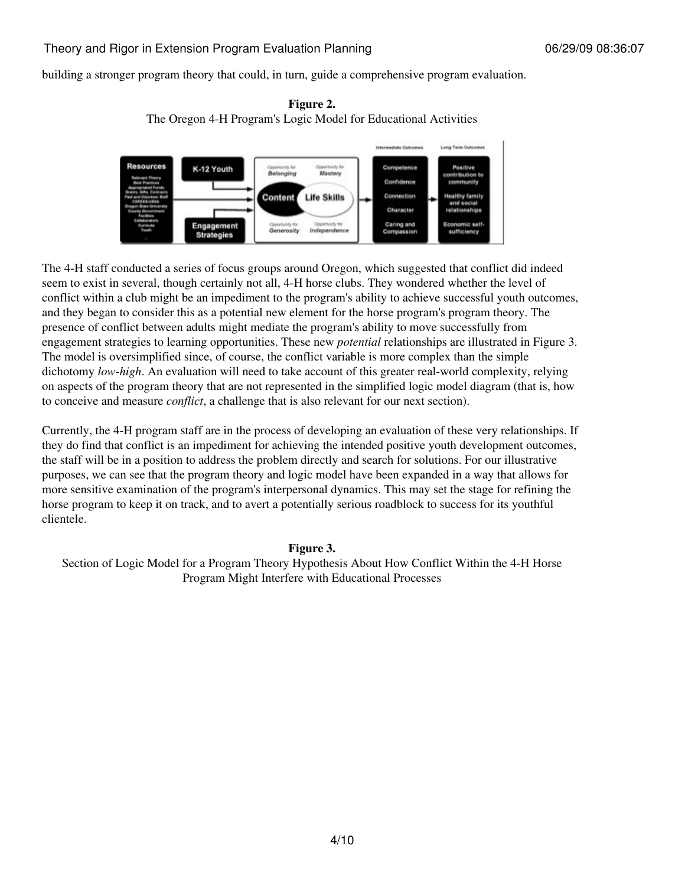building a stronger program theory that could, in turn, guide a comprehensive program evaluation.

**Figure 2.**
The Oregon 4-H Program's Logic Model for Educational Activities

Resources
Relevant Theory
Best Practices
Appropriated Funds
Grants, Gifts, Contracts
Paid and Volunteer Staff
CSREES-USDA
Oregon State University
County Government
Facilities
Collaborators
Curricula
Youth

K-12 Youth

Engagement Strategies

Opportunity for Belonging
Opportunity for Mastery
Content
Life Skills
Opportunity for Generosity
Opportunity for Independence

Intermediate Outcomes
Competence
Confidence
Connection
Character
Caring and Compassion

Long Term Outcomes
Positive contribution to community
Healthy family and social relationships
Economic self-sufficiency

The 4-H staff conducted a series of focus groups around Oregon, which suggested that conflict did indeed seem to exist in several, though certainly not all, 4-H horse clubs. They wondered whether the level of conflict within a club might be an impediment to the program's ability to achieve successful youth outcomes, and they began to consider this as a potential new element for the horse program's program theory. The presence of conflict between adults might mediate the program's ability to move successfully from engagement strategies to learning opportunities. These new *potential* relationships are illustrated in Figure 3. The model is oversimplified since, of course, the conflict variable is more complex than the simple dichotomy *low-high*. An evaluation will need to take account of this greater real-world complexity, relying on aspects of the program theory that are not represented in the simplified logic model diagram (that is, how to conceive and measure *conflict*, a challenge that is also relevant for our next section).

Currently, the 4-H program staff are in the process of developing an evaluation of these very relationships. If they do find that conflict is an impediment for achieving the intended positive youth development outcomes, the staff will be in a position to address the problem directly and search for solutions. For our illustrative purposes, we can see that the program theory and logic model have been expanded in a way that allows for more sensitive examination of the program's interpersonal dynamics. This may set the stage for refining the horse program to keep it on track, and to avert a potentially serious roadblock to success for its youthful clientele.

**Figure 3.**
Section of Logic Model for a Program Theory Hypothesis About How Conflict Within the 4-H Horse Program Might Interfere with Educational Processes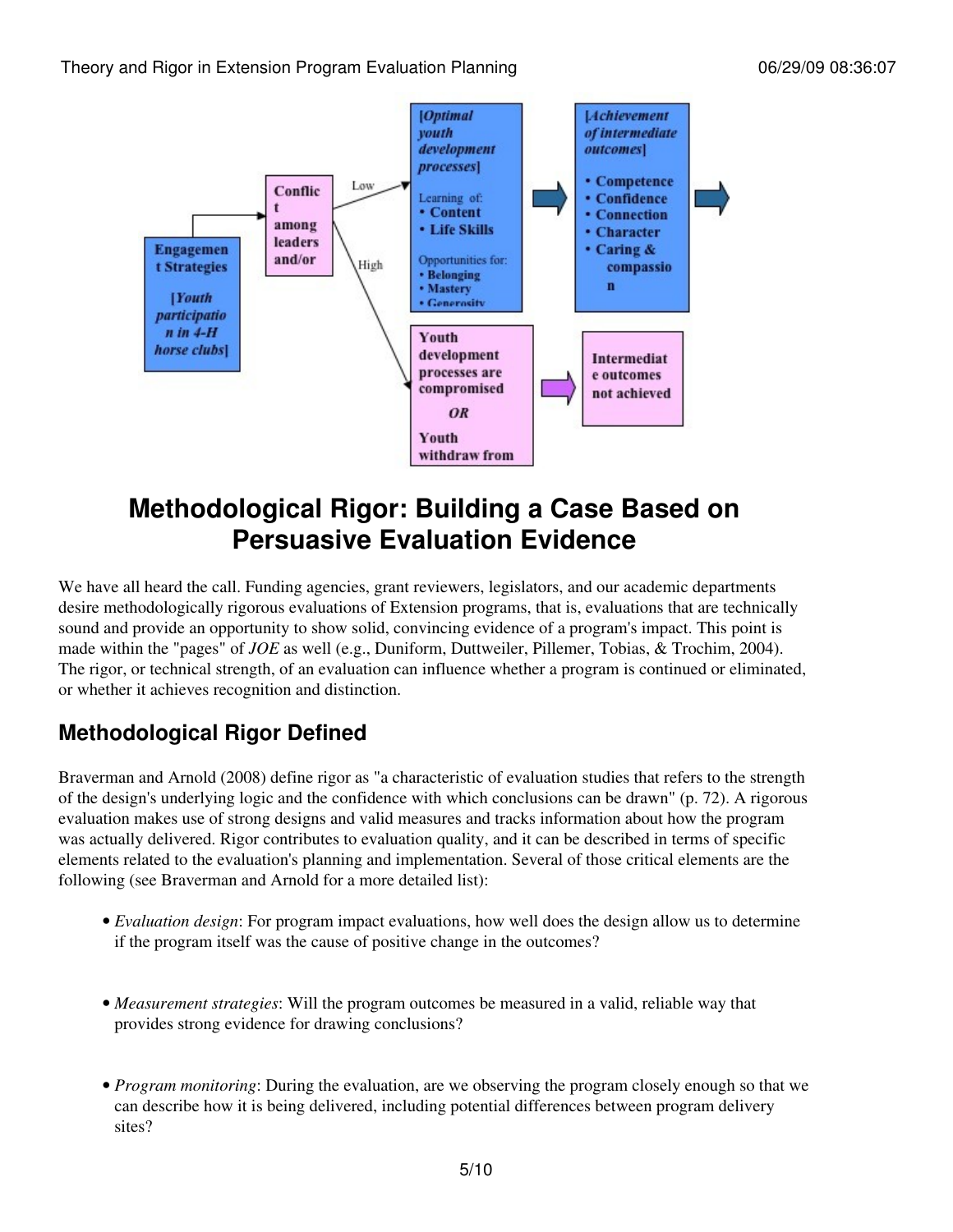Engagement Strategies

[Youth participation in 4-H horse clubs]

Conflict among leaders and/or

Low

High

[Optimal youth development processes]

Learning of:
• Content
• Life Skills

Opportunities for:
• Belonging
• Mastery
• Generosity

[Achievement of intermediate outcomes]

• Competence
• Confidence
• Connection
• Character
• Caring & compassion

Youth development processes are compromised

OR

Youth withdraw from

Intermediate outcomes not achieved

# Methodological Rigor: Building a Case Based on Persuasive Evaluation Evidence

We have all heard the call. Funding agencies, grant reviewers, legislators, and our academic departments desire methodologically rigorous evaluations of Extension programs, that is, evaluations that are technically sound and provide an opportunity to show solid, convincing evidence of a program's impact. This point is made within the "pages" of *JOE* as well (e.g., Duniform, Duttweiler, Pillemer, Tobias, & Trochim, 2004). The rigor, or technical strength, of an evaluation can influence whether a program is continued or eliminated, or whether it achieves recognition and distinction.

## Methodological Rigor Defined

Braverman and Arnold (2008) define rigor as "a characteristic of evaluation studies that refers to the strength of the design's underlying logic and the confidence with which conclusions can be drawn" (p. 72). A rigorous evaluation makes use of strong designs and valid measures and tracks information about how the program was actually delivered. Rigor contributes to evaluation quality, and it can be described in terms of specific elements related to the evaluation's planning and implementation. Several of those critical elements are the following (see Braverman and Arnold for a more detailed list):

- *Evaluation design*: For program impact evaluations, how well does the design allow us to determine if the program itself was the cause of positive change in the outcomes?
- *Measurement strategies*: Will the program outcomes be measured in a valid, reliable way that provides strong evidence for drawing conclusions?
- *Program monitoring*: During the evaluation, are we observing the program closely enough so that we can describe how it is being delivered, including potential differences between program delivery sites?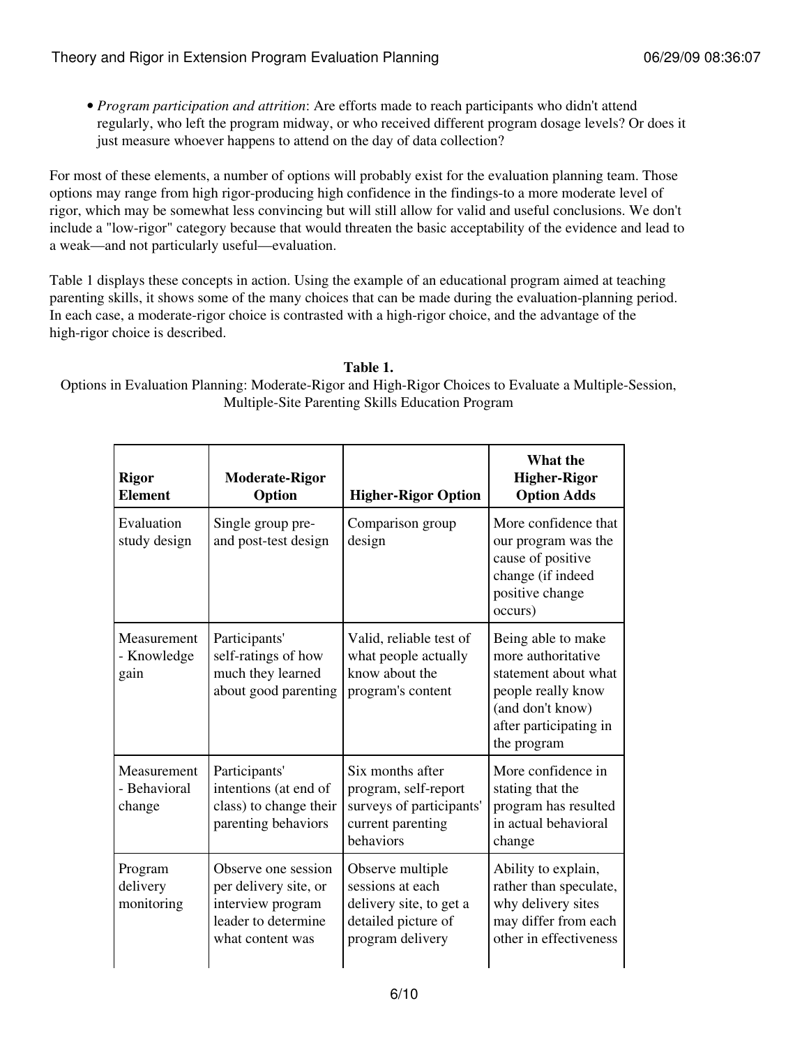- *Program participation and attrition*: Are efforts made to reach participants who didn't attend regularly, who left the program midway, or who received different program dosage levels? Or does it just measure whoever happens to attend on the day of data collection?

For most of these elements, a number of options will probably exist for the evaluation planning team. Those options may range from high rigor-producing high confidence in the findings-to a more moderate level of rigor, which may be somewhat less convincing but will still allow for valid and useful conclusions. We don't include a "low-rigor" category because that would threaten the basic acceptability of the evidence and lead to a weak—and not particularly useful—evaluation.

Table 1 displays these concepts in action. Using the example of an educational program aimed at teaching parenting skills, it shows some of the many choices that can be made during the evaluation-planning period. In each case, a moderate-rigor choice is contrasted with a high-rigor choice, and the advantage of the high-rigor choice is described.

**Table 1.**
Options in Evaluation Planning: Moderate-Rigor and High-Rigor Choices to Evaluate a Multiple-Session, Multiple-Site Parenting Skills Education Program

| Rigor Element | Moderate-Rigor Option | Higher-Rigor Option | What the Higher-Rigor Option Adds |
|---|---|---|---|
| Evaluation study design | Single group pre- and post-test design | Comparison group design | More confidence that our program was the cause of positive change (if indeed positive change occurs) |
| Measurement - Knowledge gain | Participants' self-ratings of how much they learned about good parenting | Valid, reliable test of what people actually know about the program's content | Being able to make more authoritative statement about what people really know (and don't know) after participating in the program |
| Measurement - Behavioral change | Participants' intentions (at end of class) to change their parenting behaviors | Six months after program, self-report surveys of participants' current parenting behaviors | More confidence in stating that the program has resulted in actual behavioral change |
| Program delivery monitoring | Observe one session per delivery site, or interview program leader to determine what content was | Observe multiple sessions at each delivery site, to get a detailed picture of program delivery | Ability to explain, rather than speculate, why delivery sites may differ from each other in effectiveness |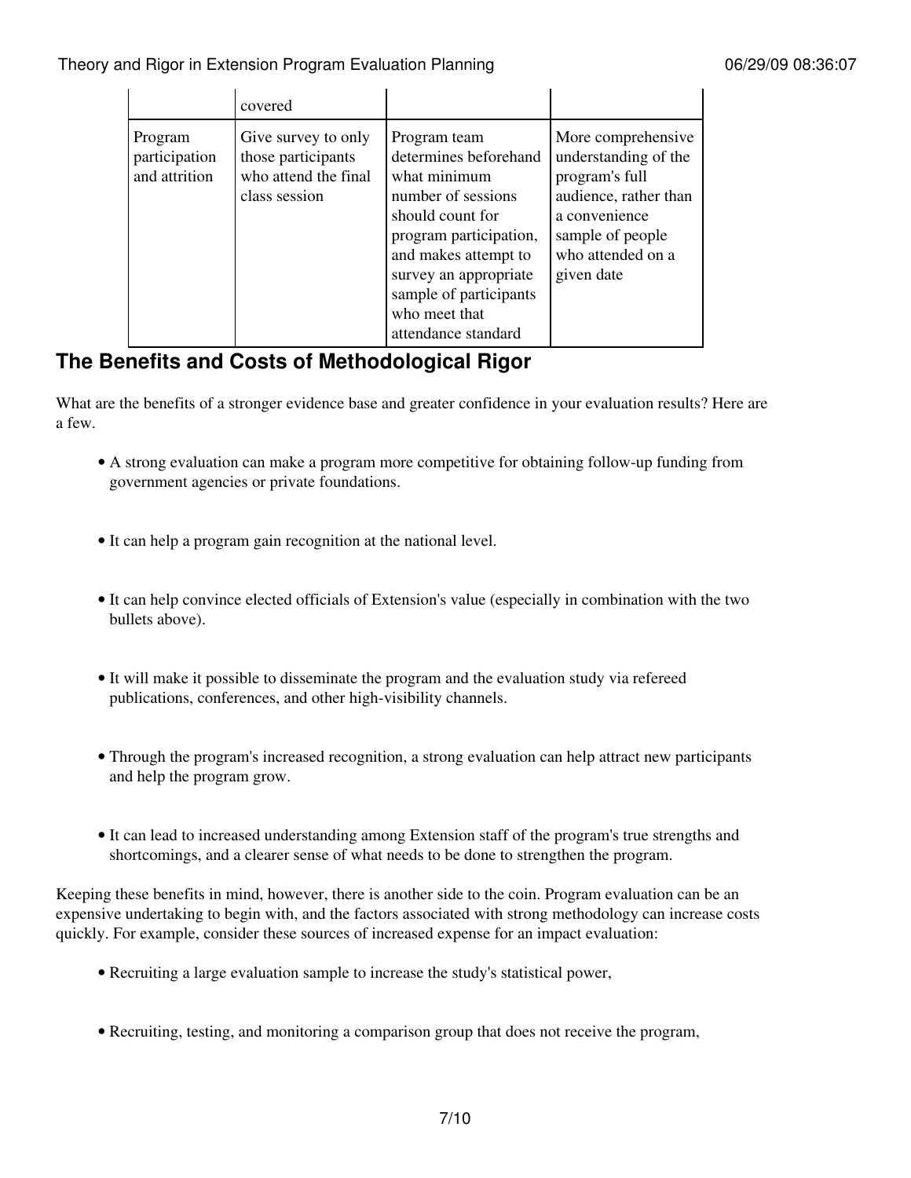| | covered | | |
|---|---|---|---|
| Program participation and attrition | Give survey to only those participants who attend the final class session | Program team determines beforehand what minimum number of sessions should count for program participation, and makes attempt to survey an appropriate sample of participants who meet that attendance standard | More comprehensive understanding of the program's full audience, rather than a convenience sample of people who attended on a given date |

## The Benefits and Costs of Methodological Rigor

What are the benefits of a stronger evidence base and greater confidence in your evaluation results? Here are a few.

- A strong evaluation can make a program more competitive for obtaining follow-up funding from government agencies or private foundations.
- It can help a program gain recognition at the national level.
- It can help convince elected officials of Extension's value (especially in combination with the two bullets above).
- It will make it possible to disseminate the program and the evaluation study via refereed publications, conferences, and other high-visibility channels.
- Through the program's increased recognition, a strong evaluation can help attract new participants and help the program grow.
- It can lead to increased understanding among Extension staff of the program's true strengths and shortcomings, and a clearer sense of what needs to be done to strengthen the program.

Keeping these benefits in mind, however, there is another side to the coin. Program evaluation can be an expensive undertaking to begin with, and the factors associated with strong methodology can increase costs quickly. For example, consider these sources of increased expense for an impact evaluation:

- Recruiting a large evaluation sample to increase the study's statistical power,
- Recruiting, testing, and monitoring a comparison group that does not receive the program,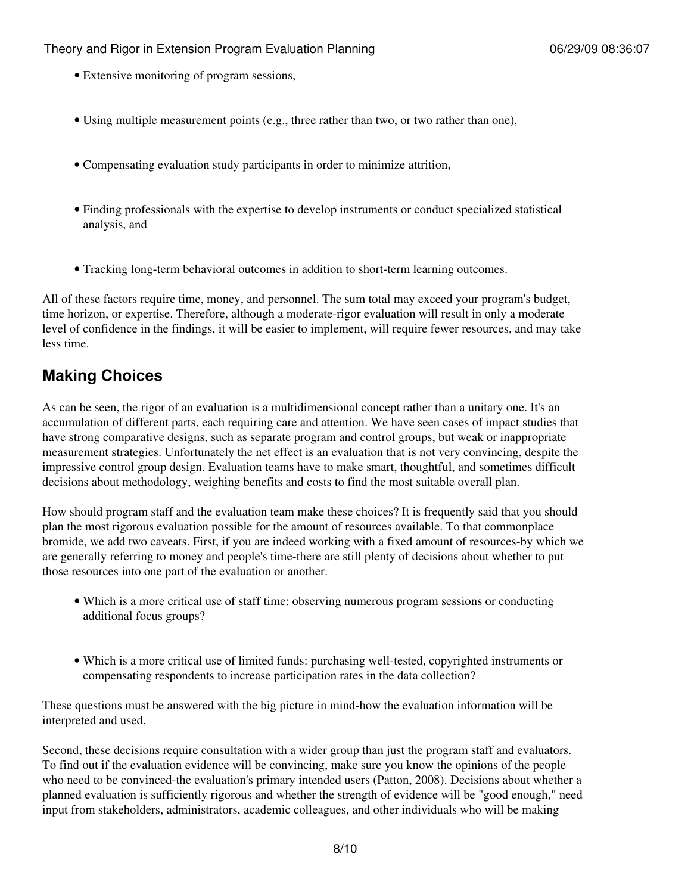- Extensive monitoring of program sessions,
- Using multiple measurement points (e.g., three rather than two, or two rather than one),
- Compensating evaluation study participants in order to minimize attrition,
- Finding professionals with the expertise to develop instruments or conduct specialized statistical analysis, and
- Tracking long-term behavioral outcomes in addition to short-term learning outcomes.

All of these factors require time, money, and personnel. The sum total may exceed your program's budget, time horizon, or expertise. Therefore, although a moderate-rigor evaluation will result in only a moderate level of confidence in the findings, it will be easier to implement, will require fewer resources, and may take less time.

## Making Choices

As can be seen, the rigor of an evaluation is a multidimensional concept rather than a unitary one. It's an accumulation of different parts, each requiring care and attention. We have seen cases of impact studies that have strong comparative designs, such as separate program and control groups, but weak or inappropriate measurement strategies. Unfortunately the net effect is an evaluation that is not very convincing, despite the impressive control group design. Evaluation teams have to make smart, thoughtful, and sometimes difficult decisions about methodology, weighing benefits and costs to find the most suitable overall plan.

How should program staff and the evaluation team make these choices? It is frequently said that you should plan the most rigorous evaluation possible for the amount of resources available. To that commonplace bromide, we add two caveats. First, if you are indeed working with a fixed amount of resources-by which we are generally referring to money and people's time-there are still plenty of decisions about whether to put those resources into one part of the evaluation or another.

- Which is a more critical use of staff time: observing numerous program sessions or conducting additional focus groups?
- Which is a more critical use of limited funds: purchasing well-tested, copyrighted instruments or compensating respondents to increase participation rates in the data collection?

These questions must be answered with the big picture in mind-how the evaluation information will be interpreted and used.

Second, these decisions require consultation with a wider group than just the program staff and evaluators. To find out if the evaluation evidence will be convincing, make sure you know the opinions of the people who need to be convinced-the evaluation's primary intended users (Patton, 2008). Decisions about whether a planned evaluation is sufficiently rigorous and whether the strength of evidence will be "good enough," need input from stakeholders, administrators, academic colleagues, and other individuals who will be making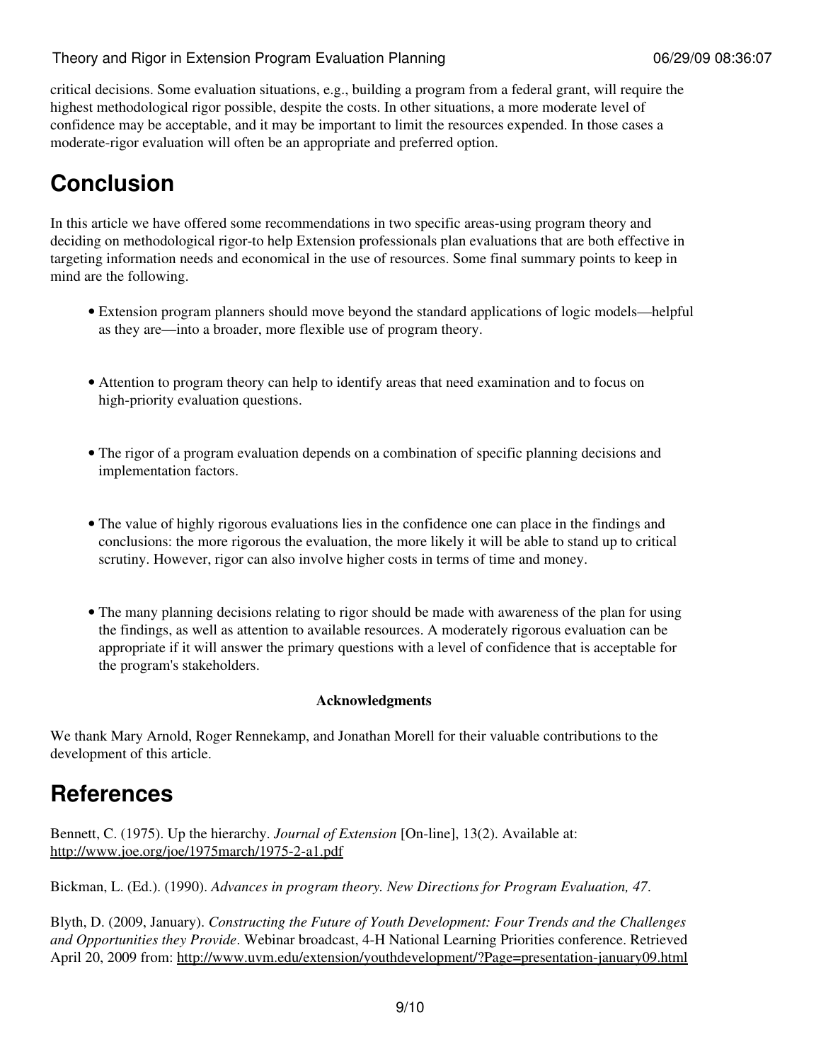critical decisions. Some evaluation situations, e.g., building a program from a federal grant, will require the highest methodological rigor possible, despite the costs. In other situations, a more moderate level of confidence may be acceptable, and it may be important to limit the resources expended. In those cases a moderate-rigor evaluation will often be an appropriate and preferred option.

## Conclusion

In this article we have offered some recommendations in two specific areas-using program theory and deciding on methodological rigor-to help Extension professionals plan evaluations that are both effective in targeting information needs and economical in the use of resources. Some final summary points to keep in mind are the following.

- Extension program planners should move beyond the standard applications of logic models—helpful as they are—into a broader, more flexible use of program theory.
- Attention to program theory can help to identify areas that need examination and to focus on high-priority evaluation questions.
- The rigor of a program evaluation depends on a combination of specific planning decisions and implementation factors.
- The value of highly rigorous evaluations lies in the confidence one can place in the findings and conclusions: the more rigorous the evaluation, the more likely it will be able to stand up to critical scrutiny. However, rigor can also involve higher costs in terms of time and money.
- The many planning decisions relating to rigor should be made with awareness of the plan for using the findings, as well as attention to available resources. A moderately rigorous evaluation can be appropriate if it will answer the primary questions with a level of confidence that is acceptable for the program's stakeholders.

**Acknowledgments**

We thank Mary Arnold, Roger Rennekamp, and Jonathan Morell for their valuable contributions to the development of this article.

## References

Bennett, C. (1975). Up the hierarchy. *Journal of Extension* [On-line], 13(2). Available at: http://www.joe.org/joe/1975march/1975-2-a1.pdf

Bickman, L. (Ed.). (1990). *Advances in program theory. New Directions for Program Evaluation, 47*.

Blyth, D. (2009, January). *Constructing the Future of Youth Development: Four Trends and the Challenges and Opportunities they Provide*. Webinar broadcast, 4-H National Learning Priorities conference. Retrieved April 20, 2009 from: http://www.uvm.edu/extension/youthdevelopment/?Page=presentation-january09.html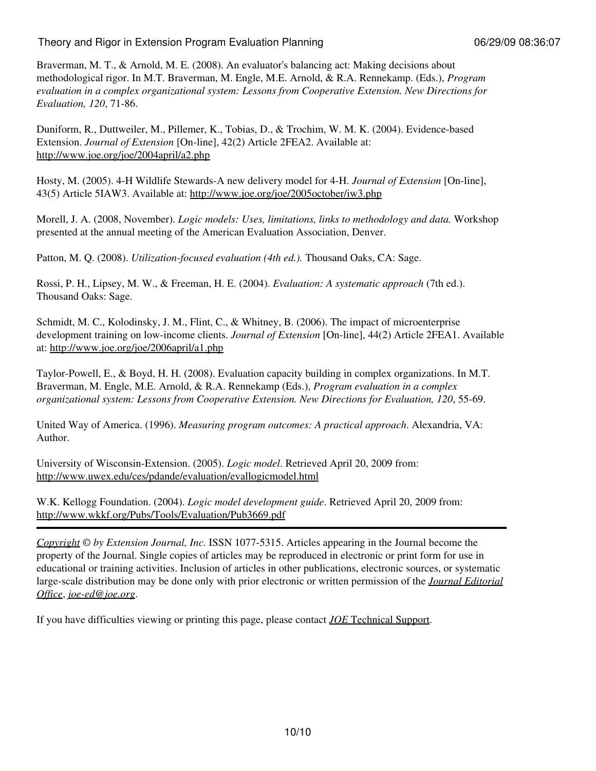Braverman, M. T., & Arnold, M. E. (2008). An evaluator's balancing act: Making decisions about methodological rigor. In M.T. Braverman, M. Engle, M.E. Arnold, & R.A. Rennekamp. (Eds.), *Program evaluation in a complex organizational system: Lessons from Cooperative Extension. New Directions for Evaluation, 120*, 71-86.

Duniform, R., Duttweiler, M., Pillemer, K., Tobias, D., & Trochim, W. M. K. (2004). Evidence-based Extension. *Journal of Extension* [On-line], 42(2) Article 2FEA2. Available at: http://www.joe.org/joe/2004april/a2.php

Hosty, M. (2005). 4-H Wildlife Stewards-A new delivery model for 4-H. *Journal of Extension* [On-line], 43(5) Article 5IAW3. Available at: http://www.joe.org/joe/2005october/iw3.php

Morell, J. A. (2008, November). *Logic models: Uses, limitations, links to methodology and data.* Workshop presented at the annual meeting of the American Evaluation Association, Denver.

Patton, M. Q. (2008). *Utilization-focused evaluation (4th ed.).* Thousand Oaks, CA: Sage.

Rossi, P. H., Lipsey, M. W., & Freeman, H. E. (2004). *Evaluation: A systematic approach* (7th ed.). Thousand Oaks: Sage.

Schmidt, M. C., Kolodinsky, J. M., Flint, C., & Whitney, B. (2006). The impact of microenterprise development training on low-income clients. *Journal of Extension* [On-line], 44(2) Article 2FEA1. Available at: http://www.joe.org/joe/2006april/a1.php

Taylor-Powell, E., & Boyd, H. H. (2008). Evaluation capacity building in complex organizations. In M.T. Braverman, M. Engle, M.E. Arnold, & R.A. Rennekamp (Eds.), *Program evaluation in a complex organizational system: Lessons from Cooperative Extension. New Directions for Evaluation, 120*, 55-69.

United Way of America. (1996). *Measuring program outcomes: A practical approach*. Alexandria, VA: Author.

University of Wisconsin-Extension. (2005). *Logic model*. Retrieved April 20, 2009 from: http://www.uwex.edu/ces/pdande/evaluation/evallogicmodel.html

W.K. Kellogg Foundation. (2004). *Logic model development guide*. Retrieved April 20, 2009 from: http://www.wkkf.org/Pubs/Tools/Evaluation/Pub3669.pdf

---

*Copyright © by Extension Journal, Inc.* ISSN 1077-5315. Articles appearing in the Journal become the property of the Journal. Single copies of articles may be reproduced in electronic or print form for use in educational or training activities. Inclusion of articles in other publications, electronic sources, or systematic large-scale distribution may be done only with prior electronic or written permission of the *Journal Editorial Office*, *joe-ed@joe.org*.

If you have difficulties viewing or printing this page, please contact *JOE* Technical Support.